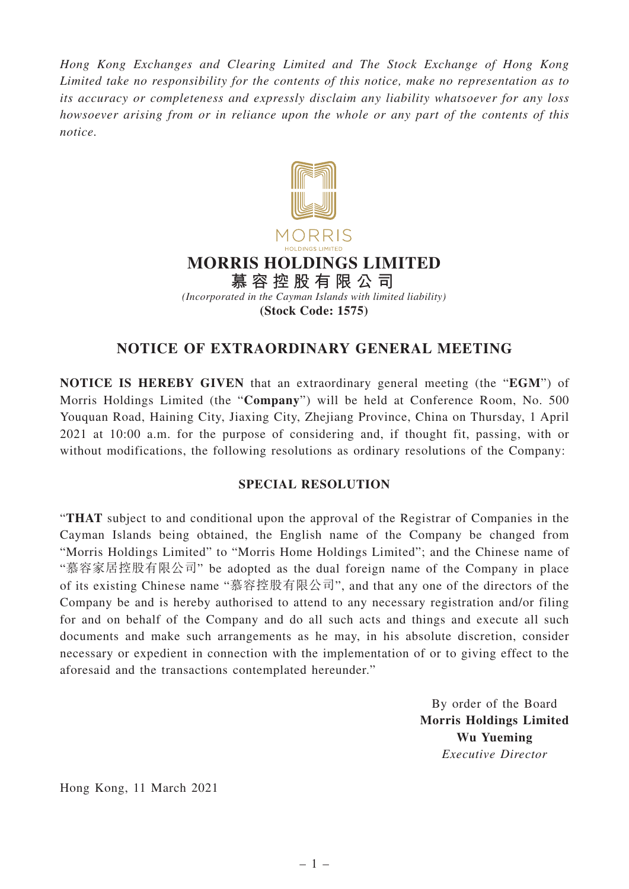*Hong Kong Exchanges and Clearing Limited and The Stock Exchange of Hong Kong Limited take no responsibility for the contents of this notice, make no representation as to its accuracy or completeness and expressly disclaim any liability whatsoever for any loss howsoever arising from or in reliance upon the whole or any part of the contents of this notice.*

MORRIS
HOLDINGS LIMITED

# MORRIS HOLDINGS LIMITED
# 慕容控股有限公司

*(Incorporated in the Cayman Islands with limited liability)*

**(Stock Code: 1575)**

## NOTICE OF EXTRAORDINARY GENERAL MEETING

**NOTICE IS HEREBY GIVEN** that an extraordinary general meeting (the "**EGM**") of Morris Holdings Limited (the "**Company**") will be held at Conference Room, No. 500 Youquan Road, Haining City, Jiaxing City, Zhejiang Province, China on Thursday, 1 April 2021 at 10:00 a.m. for the purpose of considering and, if thought fit, passing, with or without modifications, the following resolutions as ordinary resolutions of the Company:

### SPECIAL RESOLUTION

"**THAT** subject to and conditional upon the approval of the Registrar of Companies in the Cayman Islands being obtained, the English name of the Company be changed from "Morris Holdings Limited" to "Morris Home Holdings Limited"; and the Chinese name of "慕容家居控股有限公司" be adopted as the dual foreign name of the Company in place of its existing Chinese name "慕容控股有限公司", and that any one of the directors of the Company be and is hereby authorised to attend to any necessary registration and/or filing for and on behalf of the Company and do all such acts and things and execute all such documents and make such arrangements as he may, in his absolute discretion, consider necessary or expedient in connection with the implementation of or to giving effect to the aforesaid and the transactions contemplated hereunder."

By order of the Board
**Morris Holdings Limited**
**Wu Yueming**
*Executive Director*

Hong Kong, 11 March 2021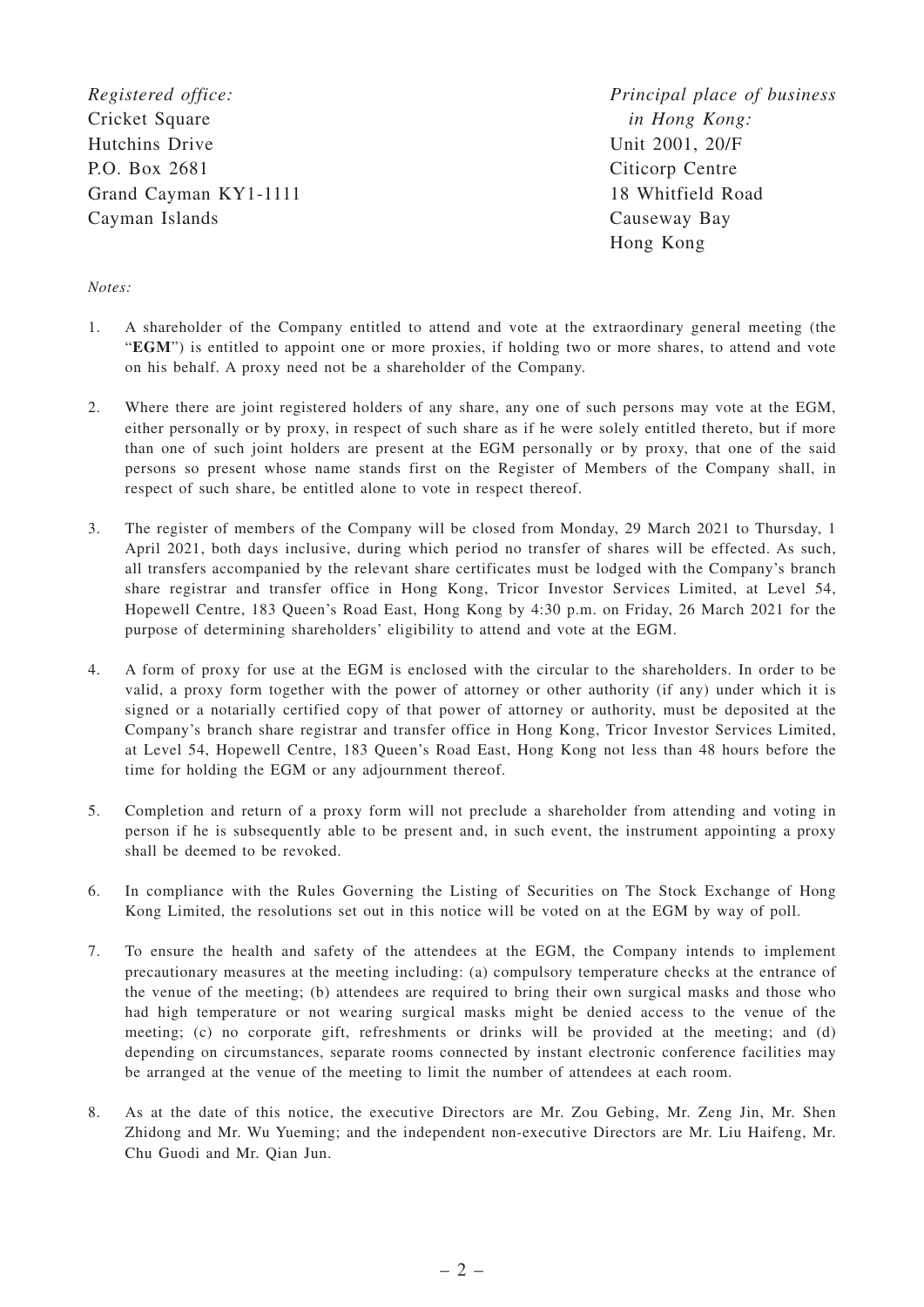*Registered office:*
Cricket Square
Hutchins Drive
P.O. Box 2681
Grand Cayman KY1-1111
Cayman Islands

*Principal place of business in Hong Kong:*
Unit 2001, 20/F
Citicorp Centre
18 Whitfield Road
Causeway Bay
Hong Kong

*Notes:*

1. A shareholder of the Company entitled to attend and vote at the extraordinary general meeting (the "**EGM**") is entitled to appoint one or more proxies, if holding two or more shares, to attend and vote on his behalf. A proxy need not be a shareholder of the Company.

2. Where there are joint registered holders of any share, any one of such persons may vote at the EGM, either personally or by proxy, in respect of such share as if he were solely entitled thereto, but if more than one of such joint holders are present at the EGM personally or by proxy, that one of the said persons so present whose name stands first on the Register of Members of the Company shall, in respect of such share, be entitled alone to vote in respect thereof.

3. The register of members of the Company will be closed from Monday, 29 March 2021 to Thursday, 1 April 2021, both days inclusive, during which period no transfer of shares will be effected. As such, all transfers accompanied by the relevant share certificates must be lodged with the Company's branch share registrar and transfer office in Hong Kong, Tricor Investor Services Limited, at Level 54, Hopewell Centre, 183 Queen's Road East, Hong Kong by 4:30 p.m. on Friday, 26 March 2021 for the purpose of determining shareholders' eligibility to attend and vote at the EGM.

4. A form of proxy for use at the EGM is enclosed with the circular to the shareholders. In order to be valid, a proxy form together with the power of attorney or other authority (if any) under which it is signed or a notarially certified copy of that power of attorney or authority, must be deposited at the Company's branch share registrar and transfer office in Hong Kong, Tricor Investor Services Limited, at Level 54, Hopewell Centre, 183 Queen's Road East, Hong Kong not less than 48 hours before the time for holding the EGM or any adjournment thereof.

5. Completion and return of a proxy form will not preclude a shareholder from attending and voting in person if he is subsequently able to be present and, in such event, the instrument appointing a proxy shall be deemed to be revoked.

6. In compliance with the Rules Governing the Listing of Securities on The Stock Exchange of Hong Kong Limited, the resolutions set out in this notice will be voted on at the EGM by way of poll.

7. To ensure the health and safety of the attendees at the EGM, the Company intends to implement precautionary measures at the meeting including: (a) compulsory temperature checks at the entrance of the venue of the meeting; (b) attendees are required to bring their own surgical masks and those who had high temperature or not wearing surgical masks might be denied access to the venue of the meeting; (c) no corporate gift, refreshments or drinks will be provided at the meeting; and (d) depending on circumstances, separate rooms connected by instant electronic conference facilities may be arranged at the venue of the meeting to limit the number of attendees at each room.

8. As at the date of this notice, the executive Directors are Mr. Zou Gebing, Mr. Zeng Jin, Mr. Shen Zhidong and Mr. Wu Yueming; and the independent non-executive Directors are Mr. Liu Haifeng, Mr. Chu Guodi and Mr. Qian Jun.